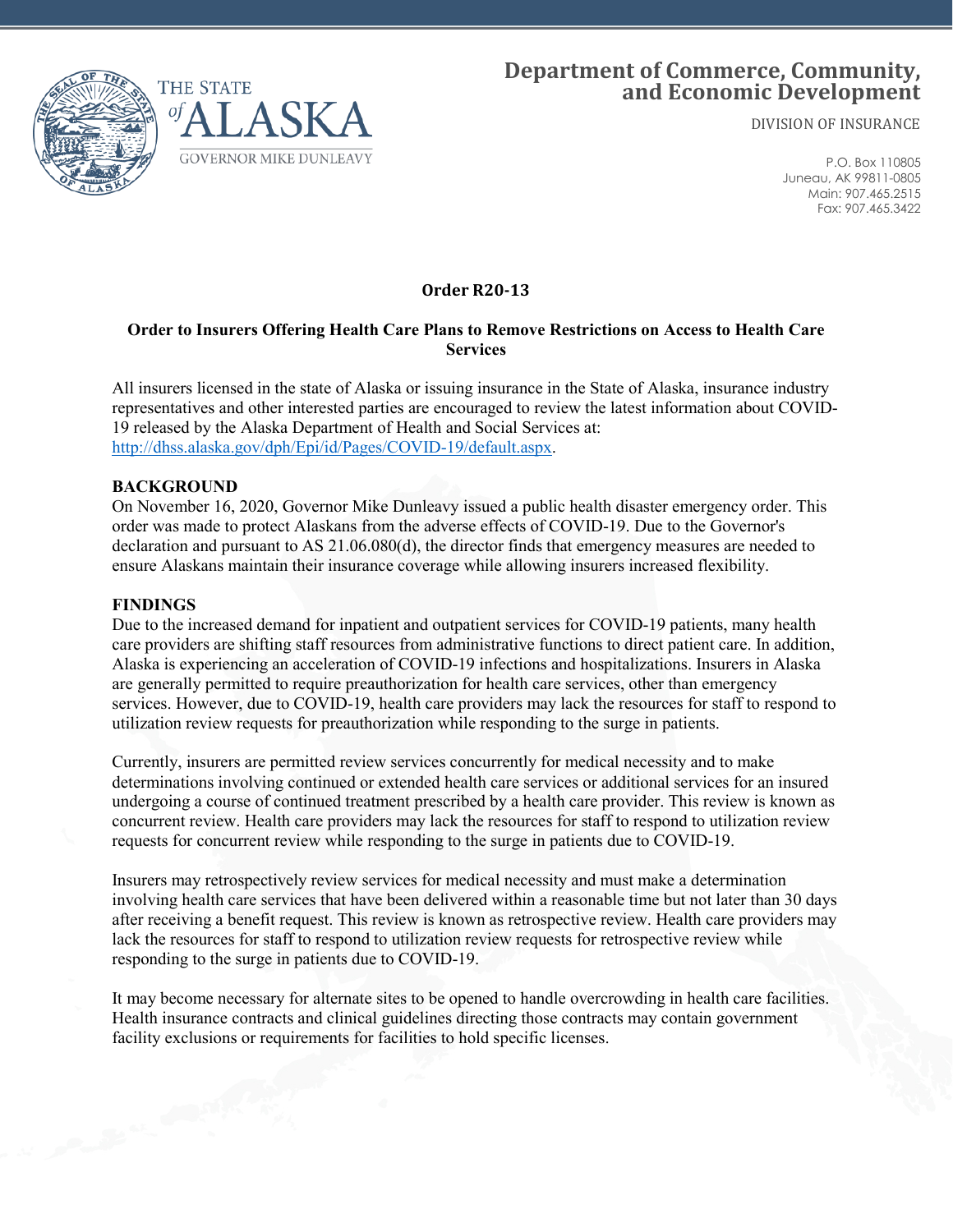THE STATE of ALASKA

GOVERNOR MIKE DUNLEAVY

# Department of Commerce, Community, and Economic Development

DIVISION OF INSURANCE

P.O. Box 110805
Juneau, AK 99811-0805
Main: 907.465.2515
Fax: 907.465.3422

## Order R20-13

### Order to Insurers Offering Health Care Plans to Remove Restrictions on Access to Health Care Services

All insurers licensed in the state of Alaska or issuing insurance in the State of Alaska, insurance industry representatives and other interested parties are encouraged to review the latest information about COVID-19 released by the Alaska Department of Health and Social Services at: [http://dhss.alaska.gov/dph/Epi/id/Pages/COVID-19/default.aspx](http://dhss.alaska.gov/dph/Epi/id/Pages/COVID-19/default.aspx).

**BACKGROUND**

On November 16, 2020, Governor Mike Dunleavy issued a public health disaster emergency order. This order was made to protect Alaskans from the adverse effects of COVID-19. Due to the Governor's declaration and pursuant to AS 21.06.080(d), the director finds that emergency measures are needed to ensure Alaskans maintain their insurance coverage while allowing insurers increased flexibility.

**FINDINGS**

Due to the increased demand for inpatient and outpatient services for COVID-19 patients, many health care providers are shifting staff resources from administrative functions to direct patient care. In addition, Alaska is experiencing an acceleration of COVID-19 infections and hospitalizations. Insurers in Alaska are generally permitted to require preauthorization for health care services, other than emergency services. However, due to COVID-19, health care providers may lack the resources for staff to respond to utilization review requests for preauthorization while responding to the surge in patients.

Currently, insurers are permitted review services concurrently for medical necessity and to make determinations involving continued or extended health care services or additional services for an insured undergoing a course of continued treatment prescribed by a health care provider. This review is known as concurrent review. Health care providers may lack the resources for staff to respond to utilization review requests for concurrent review while responding to the surge in patients due to COVID-19.

Insurers may retrospectively review services for medical necessity and must make a determination involving health care services that have been delivered within a reasonable time but not later than 30 days after receiving a benefit request. This review is known as retrospective review. Health care providers may lack the resources for staff to respond to utilization review requests for retrospective review while responding to the surge in patients due to COVID-19.

It may become necessary for alternate sites to be opened to handle overcrowding in health care facilities. Health insurance contracts and clinical guidelines directing those contracts may contain government facility exclusions or requirements for facilities to hold specific licenses.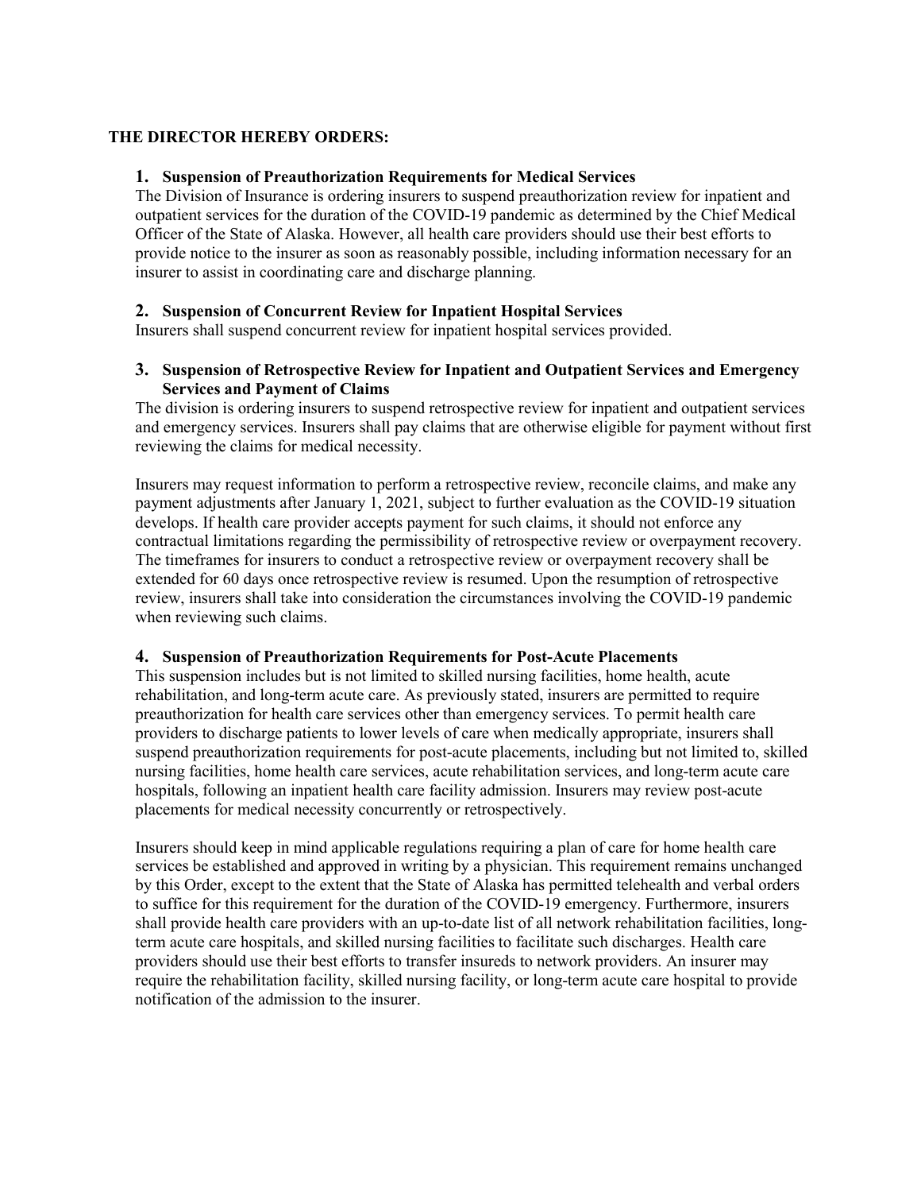**THE DIRECTOR HEREBY ORDERS:**

### 1. Suspension of Preauthorization Requirements for Medical Services

The Division of Insurance is ordering insurers to suspend preauthorization review for inpatient and outpatient services for the duration of the COVID-19 pandemic as determined by the Chief Medical Officer of the State of Alaska. However, all health care providers should use their best efforts to provide notice to the insurer as soon as reasonably possible, including information necessary for an insurer to assist in coordinating care and discharge planning.

### 2. Suspension of Concurrent Review for Inpatient Hospital Services

Insurers shall suspend concurrent review for inpatient hospital services provided.

### 3. Suspension of Retrospective Review for Inpatient and Outpatient Services and Emergency Services and Payment of Claims

The division is ordering insurers to suspend retrospective review for inpatient and outpatient services and emergency services. Insurers shall pay claims that are otherwise eligible for payment without first reviewing the claims for medical necessity.

Insurers may request information to perform a retrospective review, reconcile claims, and make any payment adjustments after January 1, 2021, subject to further evaluation as the COVID-19 situation develops. If health care provider accepts payment for such claims, it should not enforce any contractual limitations regarding the permissibility of retrospective review or overpayment recovery. The timeframes for insurers to conduct a retrospective review or overpayment recovery shall be extended for 60 days once retrospective review is resumed. Upon the resumption of retrospective review, insurers shall take into consideration the circumstances involving the COVID-19 pandemic when reviewing such claims.

### 4. Suspension of Preauthorization Requirements for Post-Acute Placements

This suspension includes but is not limited to skilled nursing facilities, home health, acute rehabilitation, and long-term acute care. As previously stated, insurers are permitted to require preauthorization for health care services other than emergency services. To permit health care providers to discharge patients to lower levels of care when medically appropriate, insurers shall suspend preauthorization requirements for post-acute placements, including but not limited to, skilled nursing facilities, home health care services, acute rehabilitation services, and long-term acute care hospitals, following an inpatient health care facility admission. Insurers may review post-acute placements for medical necessity concurrently or retrospectively.

Insurers should keep in mind applicable regulations requiring a plan of care for home health care services be established and approved in writing by a physician. This requirement remains unchanged by this Order, except to the extent that the State of Alaska has permitted telehealth and verbal orders to suffice for this requirement for the duration of the COVID-19 emergency. Furthermore, insurers shall provide health care providers with an up-to-date list of all network rehabilitation facilities, long-term acute care hospitals, and skilled nursing facilities to facilitate such discharges. Health care providers should use their best efforts to transfer insureds to network providers. An insurer may require the rehabilitation facility, skilled nursing facility, or long-term acute care hospital to provide notification of the admission to the insurer.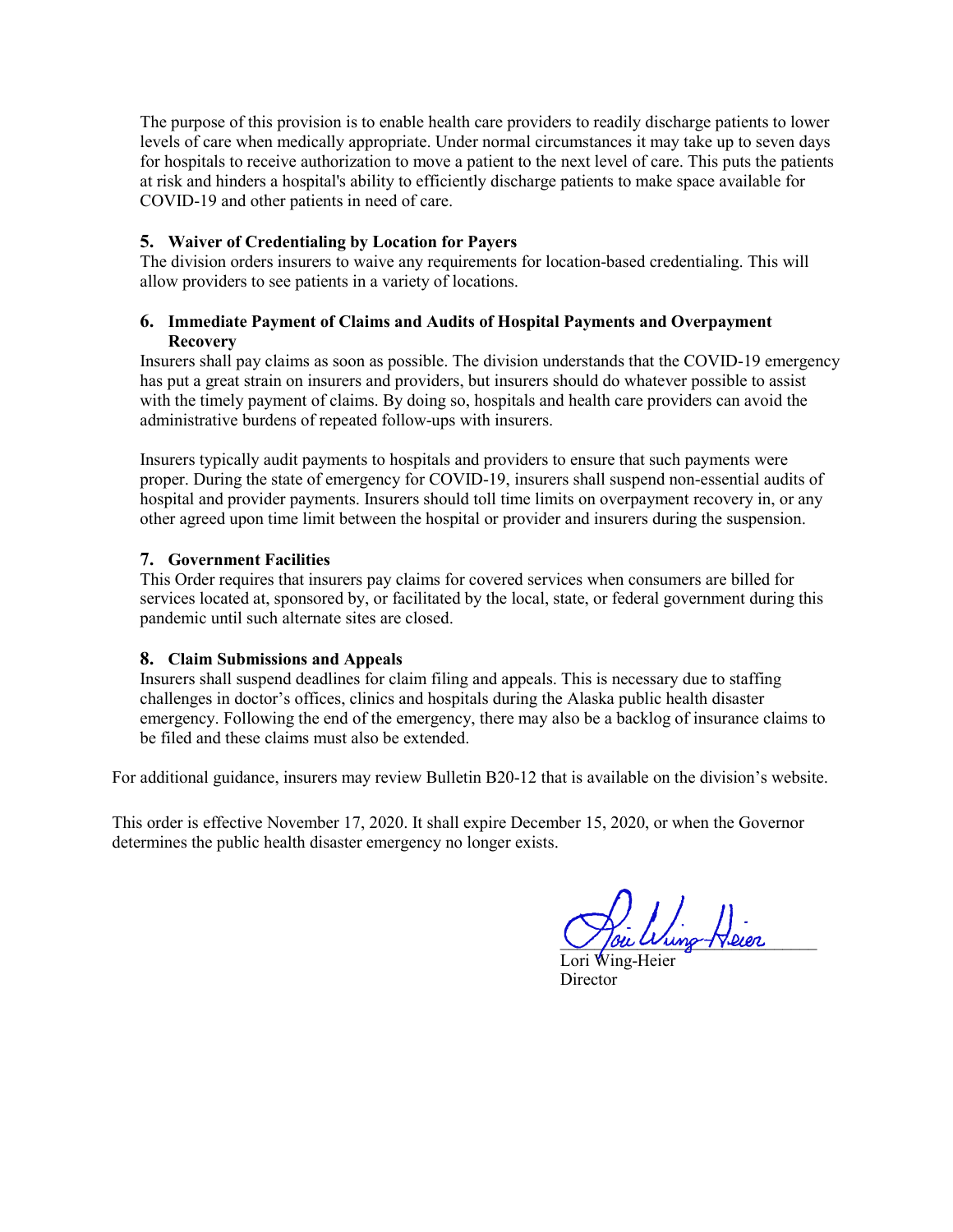The purpose of this provision is to enable health care providers to readily discharge patients to lower levels of care when medically appropriate. Under normal circumstances it may take up to seven days for hospitals to receive authorization to move a patient to the next level of care. This puts the patients at risk and hinders a hospital's ability to efficiently discharge patients to make space available for COVID-19 and other patients in need of care.

### 5. Waiver of Credentialing by Location for Payers

The division orders insurers to waive any requirements for location-based credentialing. This will allow providers to see patients in a variety of locations.

### 6. Immediate Payment of Claims and Audits of Hospital Payments and Overpayment Recovery

Insurers shall pay claims as soon as possible. The division understands that the COVID-19 emergency has put a great strain on insurers and providers, but insurers should do whatever possible to assist with the timely payment of claims. By doing so, hospitals and health care providers can avoid the administrative burdens of repeated follow-ups with insurers.

Insurers typically audit payments to hospitals and providers to ensure that such payments were proper. During the state of emergency for COVID-19, insurers shall suspend non-essential audits of hospital and provider payments. Insurers should toll time limits on overpayment recovery in, or any other agreed upon time limit between the hospital or provider and insurers during the suspension.

### 7. Government Facilities

This Order requires that insurers pay claims for covered services when consumers are billed for services located at, sponsored by, or facilitated by the local, state, or federal government during this pandemic until such alternate sites are closed.

### 8. Claim Submissions and Appeals

Insurers shall suspend deadlines for claim filing and appeals. This is necessary due to staffing challenges in doctor’s offices, clinics and hospitals during the Alaska public health disaster emergency. Following the end of the emergency, there may also be a backlog of insurance claims to be filed and these claims must also be extended.

For additional guidance, insurers may review Bulletin B20-12 that is available on the division’s website.

This order is effective November 17, 2020. It shall expire December 15, 2020, or when the Governor determines the public health disaster emergency no longer exists.

Lori Wing-Heier
Director